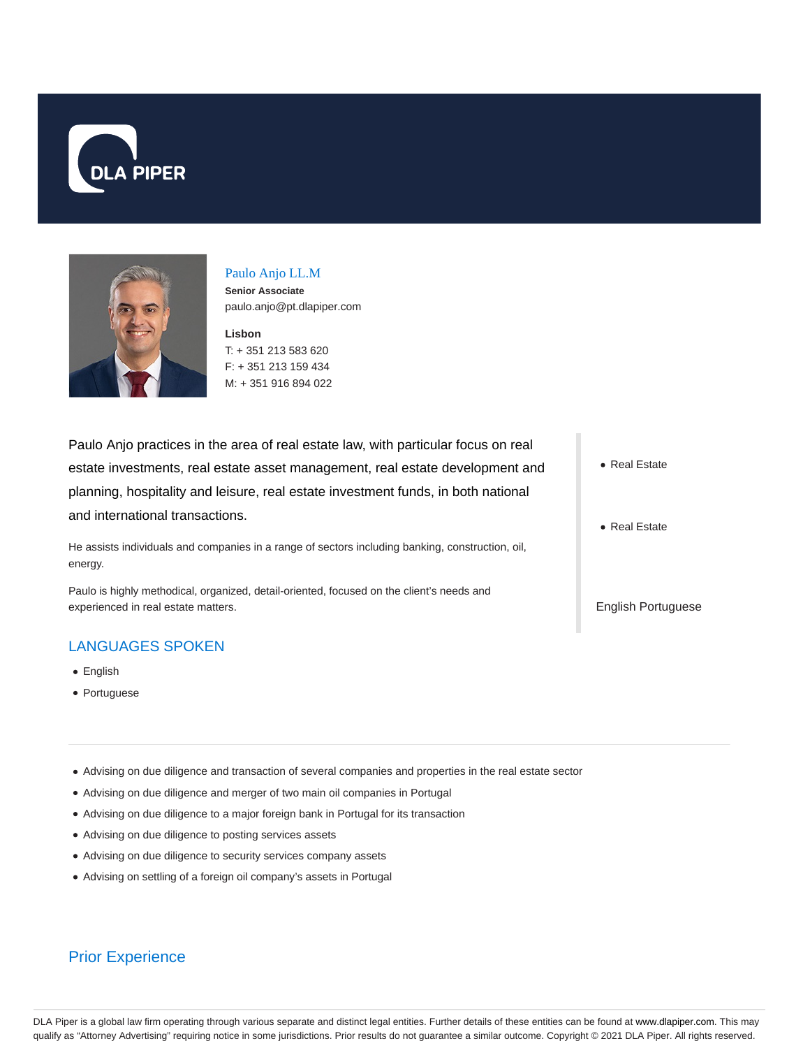# Paulo Anjo LL.M

**Senior Associate**

paulo.anjo@pt.dlapiper.com

**Lisbon**

T: + 351 213 583 620

F: + 351 213 159 434

M: + 351 916 894 022

Paulo Anjo practices in the area of real estate law, with particular focus on real estate investments, real estate asset management, real estate development and planning, hospitality and leisure, real estate investment funds, in both national and international transactions.

He assists individuals and companies in a range of sectors including banking, construction, oil, energy.

Paulo is highly methodical, organized, detail-oriented, focused on the client's needs and experienced in real estate matters.

- Real Estate

- Real Estate

English Portuguese

## LANGUAGES SPOKEN

- English
- Portuguese

---

- Advising on due diligence and transaction of several companies and properties in the real estate sector
- Advising on due diligence and merger of two main oil companies in Portugal
- Advising on due diligence to a major foreign bank in Portugal for its transaction
- Advising on due diligence to posting services assets
- Advising on due diligence to security services company assets
- Advising on settling of a foreign oil company's assets in Portugal

## Prior Experience

DLA Piper is a global law firm operating through various separate and distinct legal entities. Further details of these entities can be found at www.dlapiper.com. This may qualify as "Attorney Advertising" requiring notice in some jurisdictions. Prior results do not guarantee a similar outcome. Copyright © 2021 DLA Piper. All rights reserved.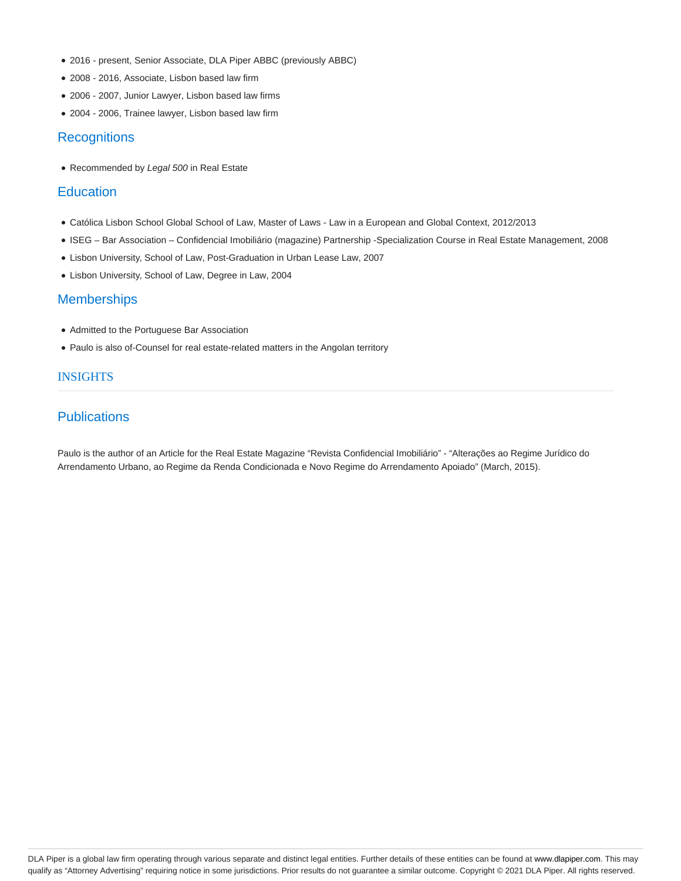- 2016 - present, Senior Associate, DLA Piper ABBC (previously ABBC)
- 2008 - 2016, Associate, Lisbon based law firm
- 2006 - 2007, Junior Lawyer, Lisbon based law firms
- 2004 - 2006, Trainee lawyer, Lisbon based law firm

## Recognitions

- Recommended by *Legal 500* in Real Estate

## Education

- Católica Lisbon School Global School of Law, Master of Laws - Law in a European and Global Context, 2012/2013
- ISEG – Bar Association – Confidencial Imobiliário (magazine) Partnership -Specialization Course in Real Estate Management, 2008
- Lisbon University, School of Law, Post-Graduation in Urban Lease Law, 2007
- Lisbon University, School of Law, Degree in Law, 2004

## Memberships

- Admitted to the Portuguese Bar Association
- Paulo is also of-Counsel for real estate-related matters in the Angolan territory

# INSIGHTS

## Publications

Paulo is the author of an Article for the Real Estate Magazine "Revista Confidencial Imobiliário" - "Alterações ao Regime Jurídico do Arrendamento Urbano, ao Regime da Renda Condicionada e Novo Regime do Arrendamento Apoiado" (March, 2015).

DLA Piper is a global law firm operating through various separate and distinct legal entities. Further details of these entities can be found at www.dlapiper.com. This may qualify as "Attorney Advertising" requiring notice in some jurisdictions. Prior results do not guarantee a similar outcome. Copyright © 2021 DLA Piper. All rights reserved.